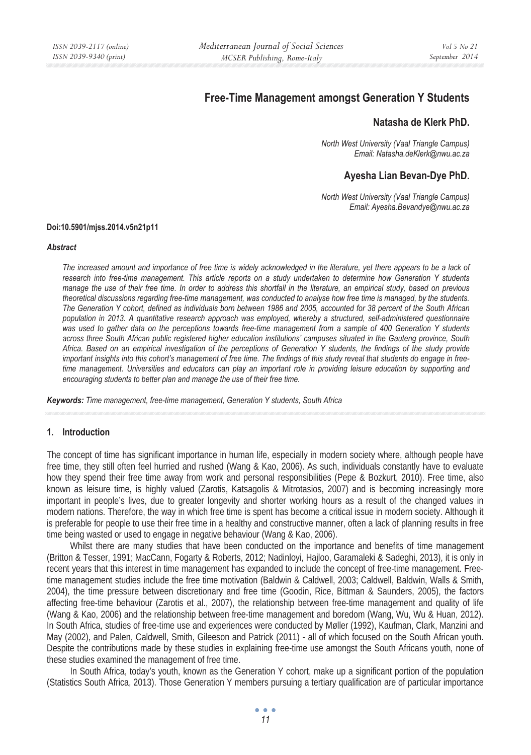# Free-Time Management amongst Generation Y Students

**Natasha de Klerk PhD.**

*North West University (Vaal Triangle Campus)*
*Email: Natasha.deKlerk@nwu.ac.za*

**Ayesha Lian Bevan-Dye PhD.**

*North West University (Vaal Triangle Campus)*
*Email: Ayesha.Bevandye@nwu.ac.za*

**Doi:10.5901/mjss.2014.v5n21p11**

### *Abstract*

*The increased amount and importance of free time is widely acknowledged in the literature, yet there appears to be a lack of research into free-time management. This article reports on a study undertaken to determine how Generation Y students manage the use of their free time. In order to address this shortfall in the literature, an empirical study, based on previous theoretical discussions regarding free-time management, was conducted to analyse how free time is managed, by the students. The Generation Y cohort, defined as individuals born between 1986 and 2005, accounted for 38 percent of the South African population in 2013. A quantitative research approach was employed, whereby a structured, self-administered questionnaire was used to gather data on the perceptions towards free-time management from a sample of 400 Generation Y students across three South African public registered higher education institutions' campuses situated in the Gauteng province, South Africa. Based on an empirical investigation of the perceptions of Generation Y students, the findings of the study provide important insights into this cohort's management of free time. The findings of this study reveal that students do engage in free-time management. Universities and educators can play an important role in providing leisure education by supporting and encouraging students to better plan and manage the use of their free time.*

***Keywords:*** *Time management, free-time management, Generation Y students, South Africa*

## 1. Introduction

The concept of time has significant importance in human life, especially in modern society where, although people have free time, they still often feel hurried and rushed (Wang & Kao, 2006). As such, individuals constantly have to evaluate how they spend their free time away from work and personal responsibilities (Pepe & Bozkurt, 2010). Free time, also known as leisure time, is highly valued (Zarotis, Katsagolis & Mitrotasios, 2007) and is becoming increasingly more important in people's lives, due to greater longevity and shorter working hours as a result of the changed values in modern nations. Therefore, the way in which free time is spent has become a critical issue in modern society. Although it is preferable for people to use their free time in a healthy and constructive manner, often a lack of planning results in free time being wasted or used to engage in negative behaviour (Wang & Kao, 2006).

Whilst there are many studies that have been conducted on the importance and benefits of time management (Britton & Tesser, 1991; MacCann, Fogarty & Roberts, 2012; Nadinloyi, Hajloo, Garamaleki & Sadeghi, 2013), it is only in recent years that this interest in time management has expanded to include the concept of free-time management. Free-time management studies include the free time motivation (Baldwin & Caldwell, 2003; Caldwell, Baldwin, Walls & Smith, 2004), the time pressure between discretionary and free time (Goodin, Rice, Bittman & Saunders, 2005), the factors affecting free-time behaviour (Zarotis et al., 2007), the relationship between free-time management and quality of life (Wang & Kao, 2006) and the relationship between free-time management and boredom (Wang, Wu, Wu & Huan, 2012). In South Africa, studies of free-time use and experiences were conducted by Møller (1992), Kaufman, Clark, Manzini and May (2002), and Palen, Caldwell, Smith, Gileeson and Patrick (2011) - all of which focused on the South African youth. Despite the contributions made by these studies in explaining free-time use amongst the South Africans youth, none of these studies examined the management of free time.

In South Africa, today's youth, known as the Generation Y cohort, make up a significant portion of the population (Statistics South Africa, 2013). Those Generation Y members pursuing a tertiary qualification are of particular importance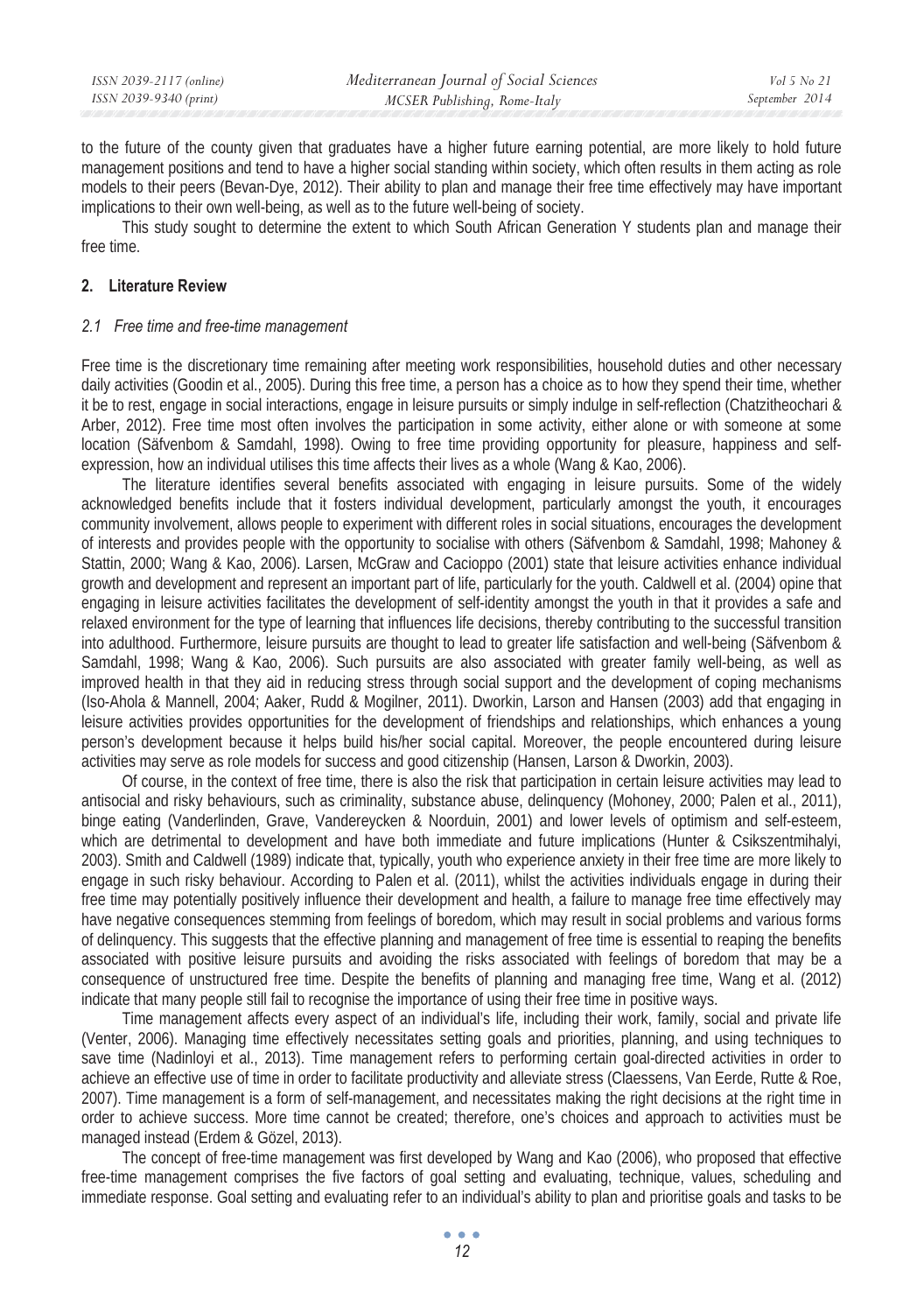to the future of the county given that graduates have a higher future earning potential, are more likely to hold future management positions and tend to have a higher social standing within society, which often results in them acting as role models to their peers (Bevan-Dye, 2012). Their ability to plan and manage their free time effectively may have important implications to their own well-being, as well as to the future well-being of society.

This study sought to determine the extent to which South African Generation Y students plan and manage their free time.

## 2. Literature Review

### *2.1 Free time and free-time management*

Free time is the discretionary time remaining after meeting work responsibilities, household duties and other necessary daily activities (Goodin et al., 2005). During this free time, a person has a choice as to how they spend their time, whether it be to rest, engage in social interactions, engage in leisure pursuits or simply indulge in self-reflection (Chatzitheochari & Arber, 2012). Free time most often involves the participation in some activity, either alone or with someone at some location (Säfvenbom & Samdahl, 1998). Owing to free time providing opportunity for pleasure, happiness and self-expression, how an individual utilises this time affects their lives as a whole (Wang & Kao, 2006).

The literature identifies several benefits associated with engaging in leisure pursuits. Some of the widely acknowledged benefits include that it fosters individual development, particularly amongst the youth, it encourages community involvement, allows people to experiment with different roles in social situations, encourages the development of interests and provides people with the opportunity to socialise with others (Säfvenbom & Samdahl, 1998; Mahoney & Stattin, 2000; Wang & Kao, 2006). Larsen, McGraw and Cacioppo (2001) state that leisure activities enhance individual growth and development and represent an important part of life, particularly for the youth. Caldwell et al. (2004) opine that engaging in leisure activities facilitates the development of self-identity amongst the youth in that it provides a safe and relaxed environment for the type of learning that influences life decisions, thereby contributing to the successful transition into adulthood. Furthermore, leisure pursuits are thought to lead to greater life satisfaction and well-being (Säfvenbom & Samdahl, 1998; Wang & Kao, 2006). Such pursuits are also associated with greater family well-being, as well as improved health in that they aid in reducing stress through social support and the development of coping mechanisms (Iso-Ahola & Mannell, 2004; Aaker, Rudd & Mogilner, 2011). Dworkin, Larson and Hansen (2003) add that engaging in leisure activities provides opportunities for the development of friendships and relationships, which enhances a young person's development because it helps build his/her social capital. Moreover, the people encountered during leisure activities may serve as role models for success and good citizenship (Hansen, Larson & Dworkin, 2003).

Of course, in the context of free time, there is also the risk that participation in certain leisure activities may lead to antisocial and risky behaviours, such as criminality, substance abuse, delinquency (Mohoney, 2000; Palen et al., 2011), binge eating (Vanderlinden, Grave, Vandereycken & Noorduin, 2001) and lower levels of optimism and self-esteem, which are detrimental to development and have both immediate and future implications (Hunter & Csikszentmihalyi, 2003). Smith and Caldwell (1989) indicate that, typically, youth who experience anxiety in their free time are more likely to engage in such risky behaviour. According to Palen et al. (2011), whilst the activities individuals engage in during their free time may potentially positively influence their development and health, a failure to manage free time effectively may have negative consequences stemming from feelings of boredom, which may result in social problems and various forms of delinquency. This suggests that the effective planning and management of free time is essential to reaping the benefits associated with positive leisure pursuits and avoiding the risks associated with feelings of boredom that may be a consequence of unstructured free time. Despite the benefits of planning and managing free time, Wang et al. (2012) indicate that many people still fail to recognise the importance of using their free time in positive ways.

Time management affects every aspect of an individual's life, including their work, family, social and private life (Venter, 2006). Managing time effectively necessitates setting goals and priorities, planning, and using techniques to save time (Nadinloyi et al., 2013). Time management refers to performing certain goal-directed activities in order to achieve an effective use of time in order to facilitate productivity and alleviate stress (Claessens, Van Eerde, Rutte & Roe, 2007). Time management is a form of self-management, and necessitates making the right decisions at the right time in order to achieve success. More time cannot be created; therefore, one's choices and approach to activities must be managed instead (Erdem & Gözel, 2013).

The concept of free-time management was first developed by Wang and Kao (2006), who proposed that effective free-time management comprises the five factors of goal setting and evaluating, technique, values, scheduling and immediate response. Goal setting and evaluating refer to an individual's ability to plan and prioritise goals and tasks to be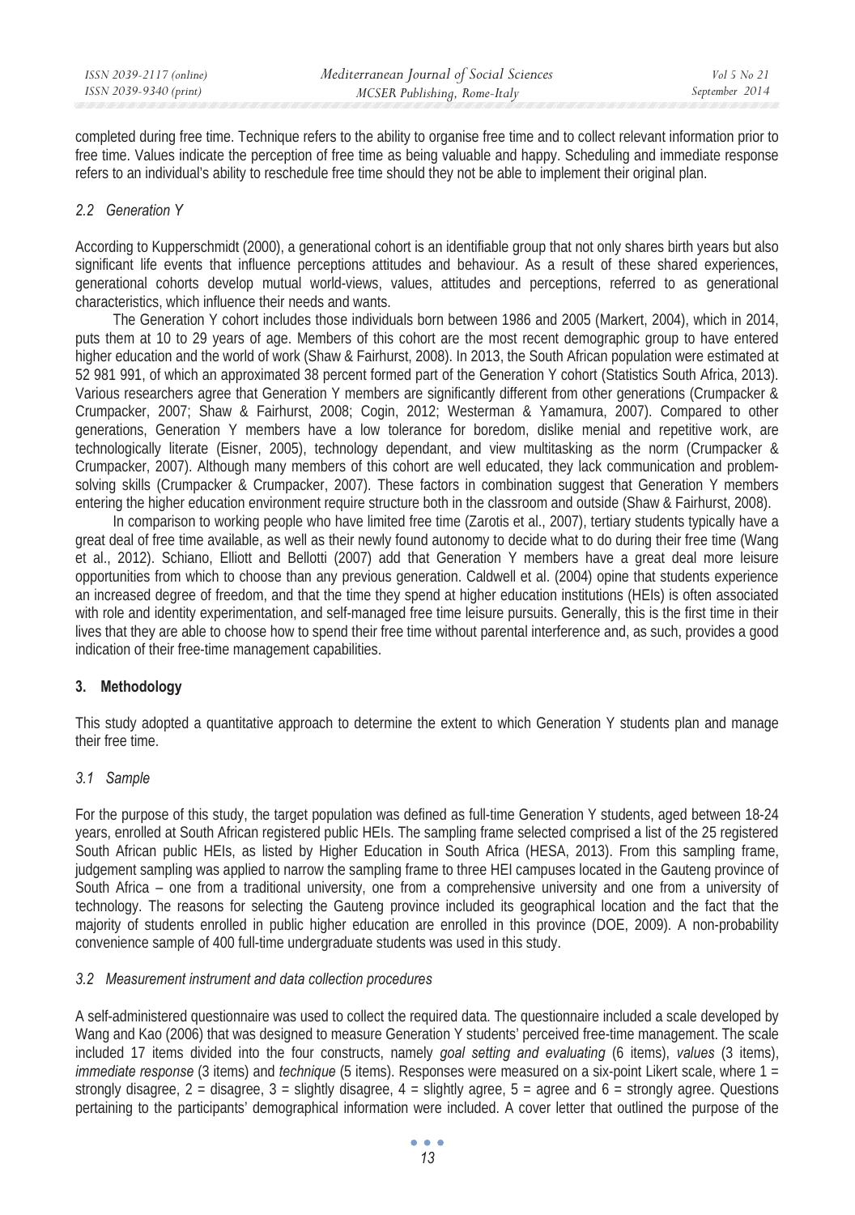completed during free time. Technique refers to the ability to organise free time and to collect relevant information prior to free time. Values indicate the perception of free time as being valuable and happy. Scheduling and immediate response refers to an individual's ability to reschedule free time should they not be able to implement their original plan.

### *2.2 Generation Y*

According to Kupperschmidt (2000), a generational cohort is an identifiable group that not only shares birth years but also significant life events that influence perceptions attitudes and behaviour. As a result of these shared experiences, generational cohorts develop mutual world-views, values, attitudes and perceptions, referred to as generational characteristics, which influence their needs and wants.

The Generation Y cohort includes those individuals born between 1986 and 2005 (Markert, 2004), which in 2014, puts them at 10 to 29 years of age. Members of this cohort are the most recent demographic group to have entered higher education and the world of work (Shaw & Fairhurst, 2008). In 2013, the South African population were estimated at 52 981 991, of which an approximated 38 percent formed part of the Generation Y cohort (Statistics South Africa, 2013). Various researchers agree that Generation Y members are significantly different from other generations (Crumpacker & Crumpacker, 2007; Shaw & Fairhurst, 2008; Cogin, 2012; Westerman & Yamamura, 2007). Compared to other generations, Generation Y members have a low tolerance for boredom, dislike menial and repetitive work, are technologically literate (Eisner, 2005), technology dependant, and view multitasking as the norm (Crumpacker & Crumpacker, 2007). Although many members of this cohort are well educated, they lack communication and problem-solving skills (Crumpacker & Crumpacker, 2007). These factors in combination suggest that Generation Y members entering the higher education environment require structure both in the classroom and outside (Shaw & Fairhurst, 2008).

In comparison to working people who have limited free time (Zarotis et al., 2007), tertiary students typically have a great deal of free time available, as well as their newly found autonomy to decide what to do during their free time (Wang et al., 2012). Schiano, Elliott and Bellotti (2007) add that Generation Y members have a great deal more leisure opportunities from which to choose than any previous generation. Caldwell et al. (2004) opine that students experience an increased degree of freedom, and that the time they spend at higher education institutions (HEIs) is often associated with role and identity experimentation, and self-managed free time leisure pursuits. Generally, this is the first time in their lives that they are able to choose how to spend their free time without parental interference and, as such, provides a good indication of their free-time management capabilities.

## 3. Methodology

This study adopted a quantitative approach to determine the extent to which Generation Y students plan and manage their free time.

### *3.1 Sample*

For the purpose of this study, the target population was defined as full-time Generation Y students, aged between 18-24 years, enrolled at South African registered public HEIs. The sampling frame selected comprised a list of the 25 registered South African public HEIs, as listed by Higher Education in South Africa (HESA, 2013). From this sampling frame, judgement sampling was applied to narrow the sampling frame to three HEI campuses located in the Gauteng province of South Africa – one from a traditional university, one from a comprehensive university and one from a university of technology. The reasons for selecting the Gauteng province included its geographical location and the fact that the majority of students enrolled in public higher education are enrolled in this province (DOE, 2009). A non-probability convenience sample of 400 full-time undergraduate students was used in this study.

### *3.2 Measurement instrument and data collection procedures*

A self-administered questionnaire was used to collect the required data. The questionnaire included a scale developed by Wang and Kao (2006) that was designed to measure Generation Y students' perceived free-time management. The scale included 17 items divided into the four constructs, namely *goal setting and evaluating* (6 items), *values* (3 items), *immediate response* (3 items) and *technique* (5 items). Responses were measured on a six-point Likert scale, where 1 = strongly disagree, 2 = disagree, 3 = slightly disagree, 4 = slightly agree, 5 = agree and 6 = strongly agree. Questions pertaining to the participants' demographical information were included. A cover letter that outlined the purpose of the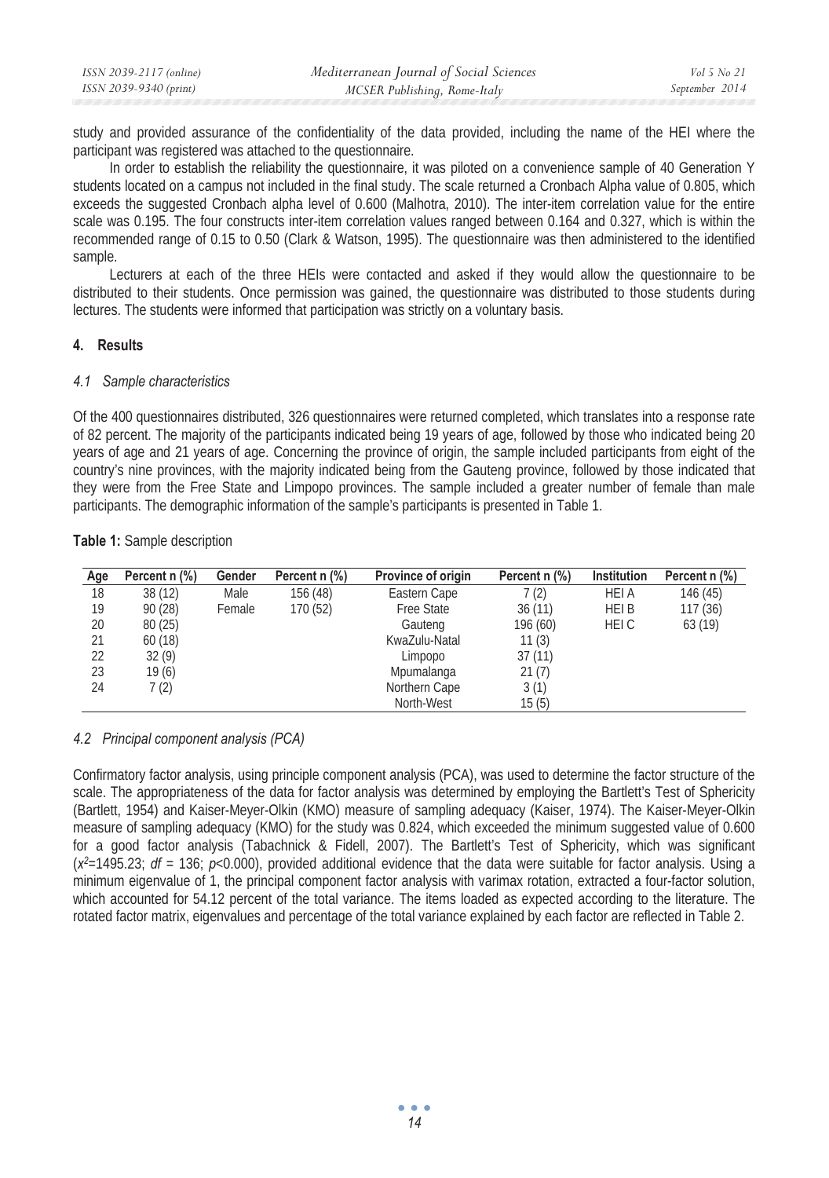study and provided assurance of the confidentiality of the data provided, including the name of the HEI where the participant was registered was attached to the questionnaire.

In order to establish the reliability the questionnaire, it was piloted on a convenience sample of 40 Generation Y students located on a campus not included in the final study. The scale returned a Cronbach Alpha value of 0.805, which exceeds the suggested Cronbach alpha level of 0.600 (Malhotra, 2010). The inter-item correlation value for the entire scale was 0.195. The four constructs inter-item correlation values ranged between 0.164 and 0.327, which is within the recommended range of 0.15 to 0.50 (Clark & Watson, 1995). The questionnaire was then administered to the identified sample.

Lecturers at each of the three HEIs were contacted and asked if they would allow the questionnaire to be distributed to their students. Once permission was gained, the questionnaire was distributed to those students during lectures. The students were informed that participation was strictly on a voluntary basis.

## 4. Results

### *4.1 Sample characteristics*

Of the 400 questionnaires distributed, 326 questionnaires were returned completed, which translates into a response rate of 82 percent. The majority of the participants indicated being 19 years of age, followed by those who indicated being 20 years of age and 21 years of age. Concerning the province of origin, the sample included participants from eight of the country's nine provinces, with the majority indicated being from the Gauteng province, followed by those indicated that they were from the Free State and Limpopo provinces. The sample included a greater number of female than male participants. The demographic information of the sample's participants is presented in Table 1.

**Table 1:** Sample description

| Age | Percent n (%) | Gender | Percent n (%) | Province of origin | Percent n (%) | Institution | Percent n (%) |
|---|---|---|---|---|---|---|---|
| 18 | 38 (12) | Male | 156 (48) | Eastern Cape | 7 (2) | HEI A | 146 (45) |
| 19 | 90 (28) | Female | 170 (52) | Free State | 36 (11) | HEI B | 117 (36) |
| 20 | 80 (25) | | | Gauteng | 196 (60) | HEI C | 63 (19) |
| 21 | 60 (18) | | | KwaZulu-Natal | 11 (3) | | |
| 22 | 32 (9) | | | Limpopo | 37 (11) | | |
| 23 | 19 (6) | | | Mpumalanga | 21 (7) | | |
| 24 | 7 (2) | | | Northern Cape | 3 (1) | | |
| | | | | North-West | 15 (5) | | |

### *4.2 Principal component analysis (PCA)*

Confirmatory factor analysis, using principle component analysis (PCA), was used to determine the factor structure of the scale. The appropriateness of the data for factor analysis was determined by employing the Bartlett's Test of Sphericity (Bartlett, 1954) and Kaiser-Meyer-Olkin (KMO) measure of sampling adequacy (Kaiser, 1974). The Kaiser-Meyer-Olkin measure of sampling adequacy (KMO) for the study was 0.824, which exceeded the minimum suggested value of 0.600 for a good factor analysis (Tabachnick & Fidell, 2007). The Bartlett's Test of Sphericity, which was significant ($x^2$=1495.23; $df$ = 136; $p$<0.000), provided additional evidence that the data were suitable for factor analysis. Using a minimum eigenvalue of 1, the principal component factor analysis with varimax rotation, extracted a four-factor solution, which accounted for 54.12 percent of the total variance. The items loaded as expected according to the literature. The rotated factor matrix, eigenvalues and percentage of the total variance explained by each factor are reflected in Table 2.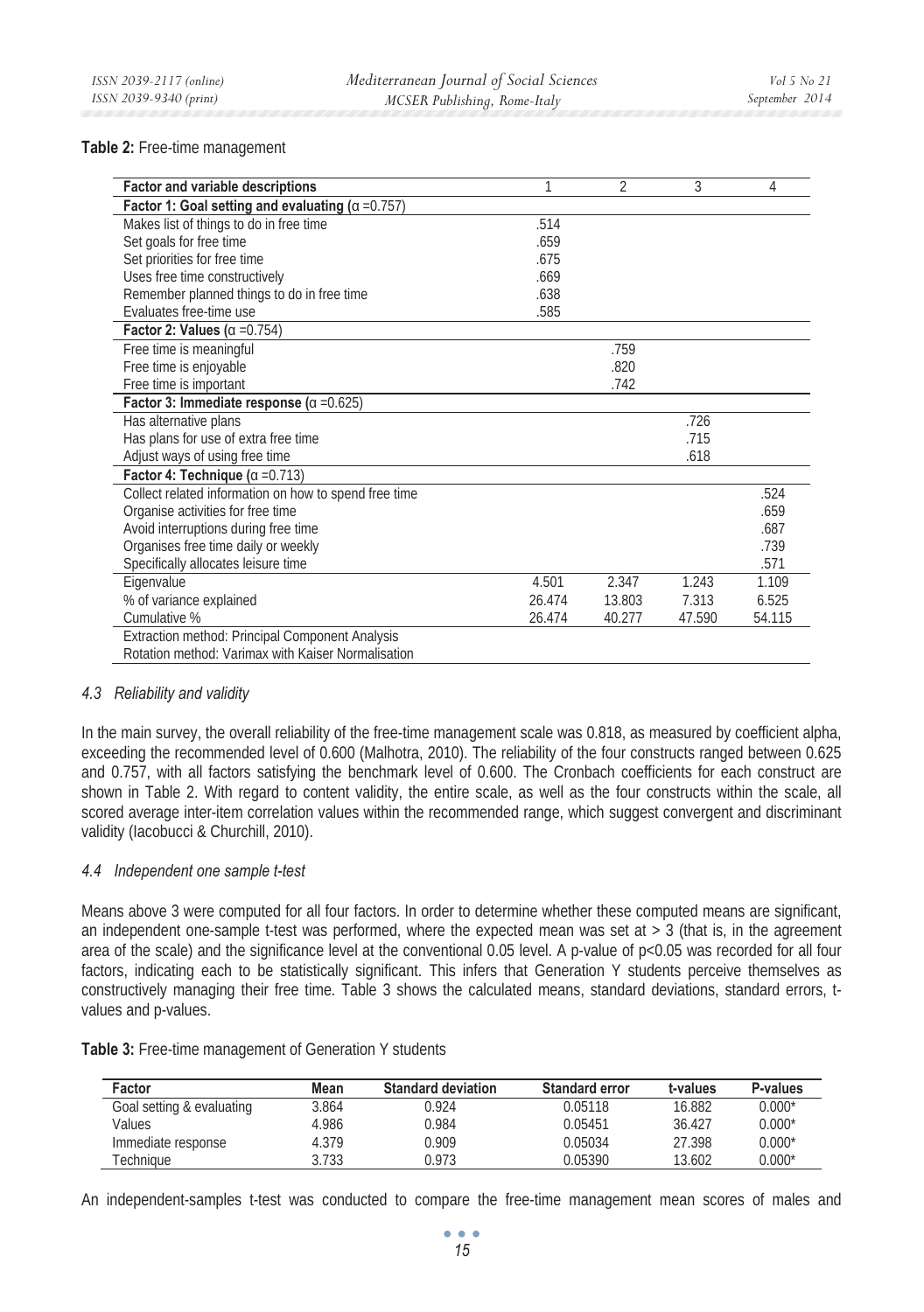**Table 2:** Free-time management

| Factor and variable descriptions | 1 | 2 | 3 | 4 |
|---|---|---|---|---|
| **Factor 1: Goal setting and evaluating ($\alpha$ =0.757)** | | | | |
| Makes list of things to do in free time | .514 | | | |
| Set goals for free time | .659 | | | |
| Set priorities for free time | .675 | | | |
| Uses free time constructively | .669 | | | |
| Remember planned things to do in free time | .638 | | | |
| Evaluates free-time use | .585 | | | |
| **Factor 2: Values ($\alpha$ =0.754)** | | | | |
| Free time is meaningful | | .759 | | |
| Free time is enjoyable | | .820 | | |
| Free time is important | | .742 | | |
| **Factor 3: Immediate response ($\alpha$ =0.625)** | | | | |
| Has alternative plans | | | .726 | |
| Has plans for use of extra free time | | | .715 | |
| Adjust ways of using free time | | | .618 | |
| **Factor 4: Technique ($\alpha$ =0.713)** | | | | |
| Collect related information on how to spend free time | | | | .524 |
| Organise activities for free time | | | | .659 |
| Avoid interruptions during free time | | | | .687 |
| Organises free time daily or weekly | | | | .739 |
| Specifically allocates leisure time | | | | .571 |
| Eigenvalue | 4.501 | 2.347 | 1.243 | 1.109 |
| % of variance explained | 26.474 | 13.803 | 7.313 | 6.525 |
| Cumulative % | 26.474 | 40.277 | 47.590 | 54.115 |
| Extraction method: Principal Component Analysis | | | | |
| Rotation method: Varimax with Kaiser Normalisation | | | | |

### *4.3 Reliability and validity*

In the main survey, the overall reliability of the free-time management scale was 0.818, as measured by coefficient alpha, exceeding the recommended level of 0.600 (Malhotra, 2010). The reliability of the four constructs ranged between 0.625 and 0.757, with all factors satisfying the benchmark level of 0.600. The Cronbach coefficients for each construct are shown in Table 2. With regard to content validity, the entire scale, as well as the four constructs within the scale, all scored average inter-item correlation values within the recommended range, which suggest convergent and discriminant validity (Iacobucci & Churchill, 2010).

### *4.4 Independent one sample t-test*

Means above 3 were computed for all four factors. In order to determine whether these computed means are significant, an independent one-sample t-test was performed, where the expected mean was set at > 3 (that is, in the agreement area of the scale) and the significance level at the conventional 0.05 level. A p-value of $p<0.05$ was recorded for all four factors, indicating each to be statistically significant. This infers that Generation Y students perceive themselves as constructively managing their free time. Table 3 shows the calculated means, standard deviations, standard errors, t-values and p-values.

**Table 3:** Free-time management of Generation Y students

| Factor | Mean | Standard deviation | Standard error | t-values | P-values |
|---|---|---|---|---|---|
| Goal setting & evaluating | 3.864 | 0.924 | 0.05118 | 16.882 | 0.000* |
| Values | 4.986 | 0.984 | 0.05451 | 36.427 | 0.000* |
| Immediate response | 4.379 | 0.909 | 0.05034 | 27.398 | 0.000* |
| Technique | 3.733 | 0.973 | 0.05390 | 13.602 | 0.000* |

An independent-samples t-test was conducted to compare the free-time management mean scores of males and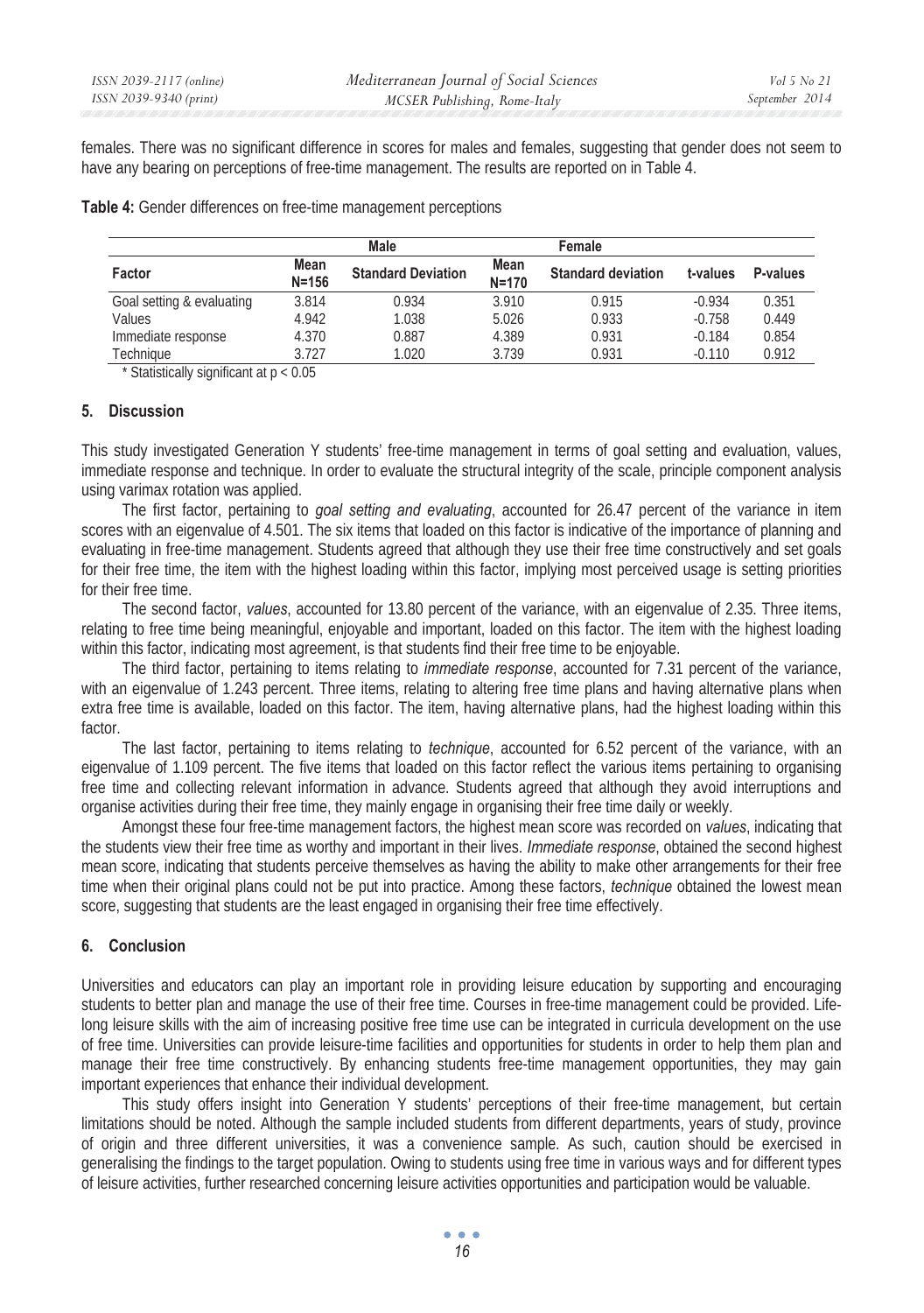females. There was no significant difference in scores for males and females, suggesting that gender does not seem to have any bearing on perceptions of free-time management. The results are reported on in Table 4.

**Table 4:** Gender differences on free-time management perceptions

| | Male | | Female | | | |
|---|---|---|---|---|---|---|
| Factor | Mean N=156 | Standard Deviation | Mean N=170 | Standard deviation | t-values | P-values |
| Goal setting & evaluating | 3.814 | 0.934 | 3.910 | 0.915 | -0.934 | 0.351 |
| Values | 4.942 | 1.038 | 5.026 | 0.933 | -0.758 | 0.449 |
| Immediate response | 4.370 | 0.887 | 4.389 | 0.931 | -0.184 | 0.854 |
| Technique | 3.727 | 1.020 | 3.739 | 0.931 | -0.110 | 0.912 |

\* Statistically significant at $p < 0.05$

## 5. Discussion

This study investigated Generation Y students' free-time management in terms of goal setting and evaluation, values, immediate response and technique. In order to evaluate the structural integrity of the scale, principle component analysis using varimax rotation was applied.

The first factor, pertaining to *goal setting and evaluating*, accounted for 26.47 percent of the variance in item scores with an eigenvalue of 4.501. The six items that loaded on this factor is indicative of the importance of planning and evaluating in free-time management. Students agreed that although they use their free time constructively and set goals for their free time, the item with the highest loading within this factor, implying most perceived usage is setting priorities for their free time.

The second factor, *values*, accounted for 13.80 percent of the variance, with an eigenvalue of 2.35. Three items, relating to free time being meaningful, enjoyable and important, loaded on this factor. The item with the highest loading within this factor, indicating most agreement, is that students find their free time to be enjoyable.

The third factor, pertaining to items relating to *immediate response*, accounted for 7.31 percent of the variance, with an eigenvalue of 1.243 percent. Three items, relating to altering free time plans and having alternative plans when extra free time is available, loaded on this factor. The item, having alternative plans, had the highest loading within this factor.

The last factor, pertaining to items relating to *technique*, accounted for 6.52 percent of the variance, with an eigenvalue of 1.109 percent. The five items that loaded on this factor reflect the various items pertaining to organising free time and collecting relevant information in advance. Students agreed that although they avoid interruptions and organise activities during their free time, they mainly engage in organising their free time daily or weekly.

Amongst these four free-time management factors, the highest mean score was recorded on *values*, indicating that the students view their free time as worthy and important in their lives. *Immediate response*, obtained the second highest mean score, indicating that students perceive themselves as having the ability to make other arrangements for their free time when their original plans could not be put into practice. Among these factors, *technique* obtained the lowest mean score, suggesting that students are the least engaged in organising their free time effectively.

## 6. Conclusion

Universities and educators can play an important role in providing leisure education by supporting and encouraging students to better plan and manage the use of their free time. Courses in free-time management could be provided. Life-long leisure skills with the aim of increasing positive free time use can be integrated in curricula development on the use of free time. Universities can provide leisure-time facilities and opportunities for students in order to help them plan and manage their free time constructively. By enhancing students free-time management opportunities, they may gain important experiences that enhance their individual development.

This study offers insight into Generation Y students' perceptions of their free-time management, but certain limitations should be noted. Although the sample included students from different departments, years of study, province of origin and three different universities, it was a convenience sample. As such, caution should be exercised in generalising the findings to the target population. Owing to students using free time in various ways and for different types of leisure activities, further researched concerning leisure activities opportunities and participation would be valuable.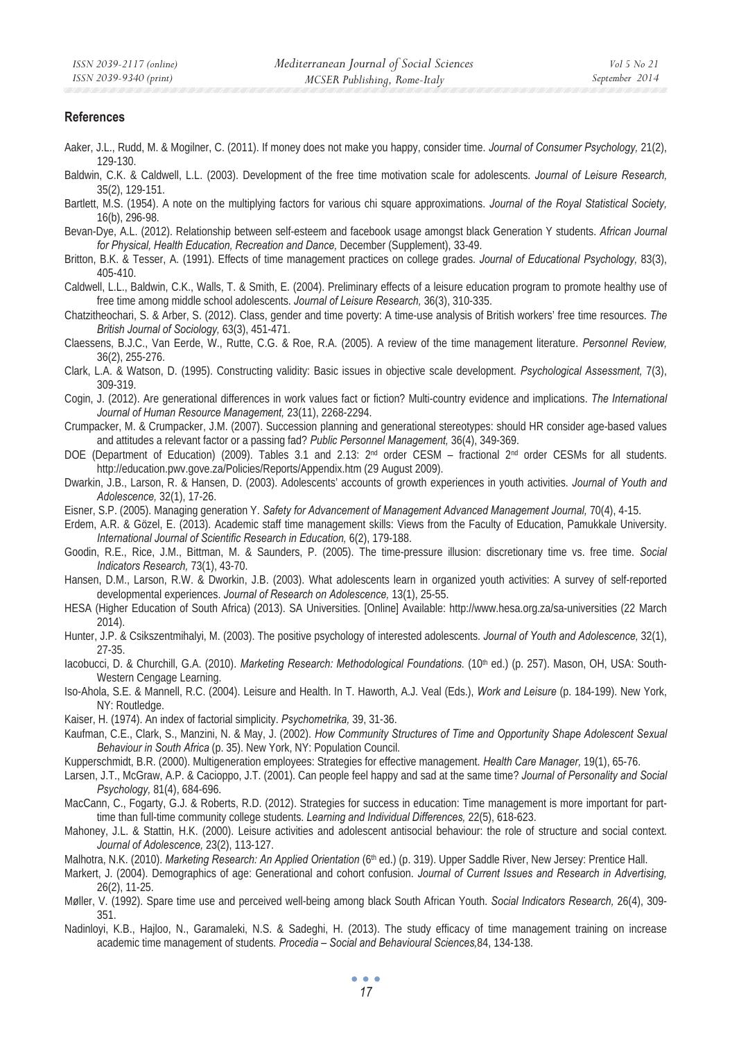### References

Aaker, J.L., Rudd, M. & Mogilner, C. (2011). If money does not make you happy, consider time. *Journal of Consumer Psychology,* 21(2), 129-130.

Baldwin, C.K. & Caldwell, L.L. (2003). Development of the free time motivation scale for adolescents. *Journal of Leisure Research,* 35(2), 129-151.

Bartlett, M.S. (1954). A note on the multiplying factors for various chi square approximations. *Journal of the Royal Statistical Society,* 16(b), 296-98.

Bevan-Dye, A.L. (2012). Relationship between self-esteem and facebook usage amongst black Generation Y students. *African Journal for Physical, Health Education, Recreation and Dance,* December (Supplement), 33-49.

Britton, B.K. & Tesser, A. (1991). Effects of time management practices on college grades. *Journal of Educational Psychology,* 83(3), 405-410.

Caldwell, L.L., Baldwin, C.K., Walls, T. & Smith, E. (2004). Preliminary effects of a leisure education program to promote healthy use of free time among middle school adolescents. *Journal of Leisure Research,* 36(3), 310-335.

Chatzitheochari, S. & Arber, S. (2012). Class, gender and time poverty: A time-use analysis of British workers' free time resources. *The British Journal of Sociology,* 63(3), 451-471.

Claessens, B.J.C., Van Eerde, W., Rutte, C.G. & Roe, R.A. (2005). A review of the time management literature. *Personnel Review,* 36(2), 255-276.

Clark, L.A. & Watson, D. (1995). Constructing validity: Basic issues in objective scale development. *Psychological Assessment,* 7(3), 309-319.

Cogin, J. (2012). Are generational differences in work values fact or fiction? Multi-country evidence and implications. *The International Journal of Human Resource Management,* 23(11), 2268-2294.

Crumpacker, M. & Crumpacker, J.M. (2007). Succession planning and generational stereotypes: should HR consider age-based values and attitudes a relevant factor or a passing fad? *Public Personnel Management,* 36(4), 349-369.

DOE (Department of Education) (2009). Tables 3.1 and 2.13: 2nd order CESM – fractional 2nd order CESMs for all students. http://education.pwv.gove.za/Policies/Reports/Appendix.htm (29 August 2009).

Dwarkin, J.B., Larson, R. & Hansen, D. (2003). Adolescents' accounts of growth experiences in youth activities. *Journal of Youth and Adolescence,* 32(1), 17-26.

Eisner, S.P. (2005). Managing generation Y. *Safety for Advancement of Management Advanced Management Journal,* 70(4), 4-15.

Erdem, A.R. & Gözel, E. (2013). Academic staff time management skills: Views from the Faculty of Education, Pamukkale University. *International Journal of Scientific Research in Education,* 6(2), 179-188.

Goodin, R.E., Rice, J.M., Bittman, M. & Saunders, P. (2005). The time-pressure illusion: discretionary time vs. free time. *Social Indicators Research,* 73(1), 43-70.

Hansen, D.M., Larson, R.W. & Dworkin, J.B. (2003). What adolescents learn in organized youth activities: A survey of self-reported developmental experiences. *Journal of Research on Adolescence,* 13(1), 25-55.

HESA (Higher Education of South Africa) (2013). SA Universities. [Online] Available: http://www.hesa.org.za/sa-universities (22 March 2014).

Hunter, J.P. & Csikszentmihalyi, M. (2003). The positive psychology of interested adolescents. *Journal of Youth and Adolescence,* 32(1), 27-35.

Iacobucci, D. & Churchill, G.A. (2010). *Marketing Research: Methodological Foundations.* (10th ed.) (p. 257). Mason, OH, USA: South-Western Cengage Learning.

Iso-Ahola, S.E. & Mannell, R.C. (2004). Leisure and Health. In T. Haworth, A.J. Veal (Eds.), *Work and Leisure* (p. 184-199). New York, NY: Routledge.

Kaiser, H. (1974). An index of factorial simplicity. *Psychometrika,* 39, 31-36.

Kaufman, C.E., Clark, S., Manzini, N. & May, J. (2002). *How Community Structures of Time and Opportunity Shape Adolescent Sexual Behaviour in South Africa* (p. 35). New York, NY: Population Council.

Kupperschmidt, B.R. (2000). Multigeneration employees: Strategies for effective management. *Health Care Manager,* 19(1), 65-76.

Larsen, J.T., McGraw, A.P. & Cacioppo, J.T. (2001). Can people feel happy and sad at the same time? *Journal of Personality and Social Psychology,* 81(4), 684-696.

MacCann, C., Fogarty, G.J. & Roberts, R.D. (2012). Strategies for success in education: Time management is more important for part-time than full-time community college students. *Learning and Individual Differences,* 22(5), 618-623.

Mahoney, J.L. & Stattin, H.K. (2000). Leisure activities and adolescent antisocial behaviour: the role of structure and social context. *Journal of Adolescence,* 23(2), 113-127.

Malhotra, N.K. (2010). *Marketing Research: An Applied Orientation* (6th ed.) (p. 319). Upper Saddle River, New Jersey: Prentice Hall.

Markert, J. (2004). Demographics of age: Generational and cohort confusion. *Journal of Current Issues and Research in Advertising,* 26(2), 11-25.

Møller, V. (1992). Spare time use and perceived well-being among black South African Youth. *Social Indicators Research,* 26(4), 309-351.

Nadinloyi, K.B., Hajloo, N., Garamaleki, N.S. & Sadeghi, H. (2013). The study efficacy of time management training on increase academic time management of students. *Procedia – Social and Behavioural Sciences,*84, 134-138.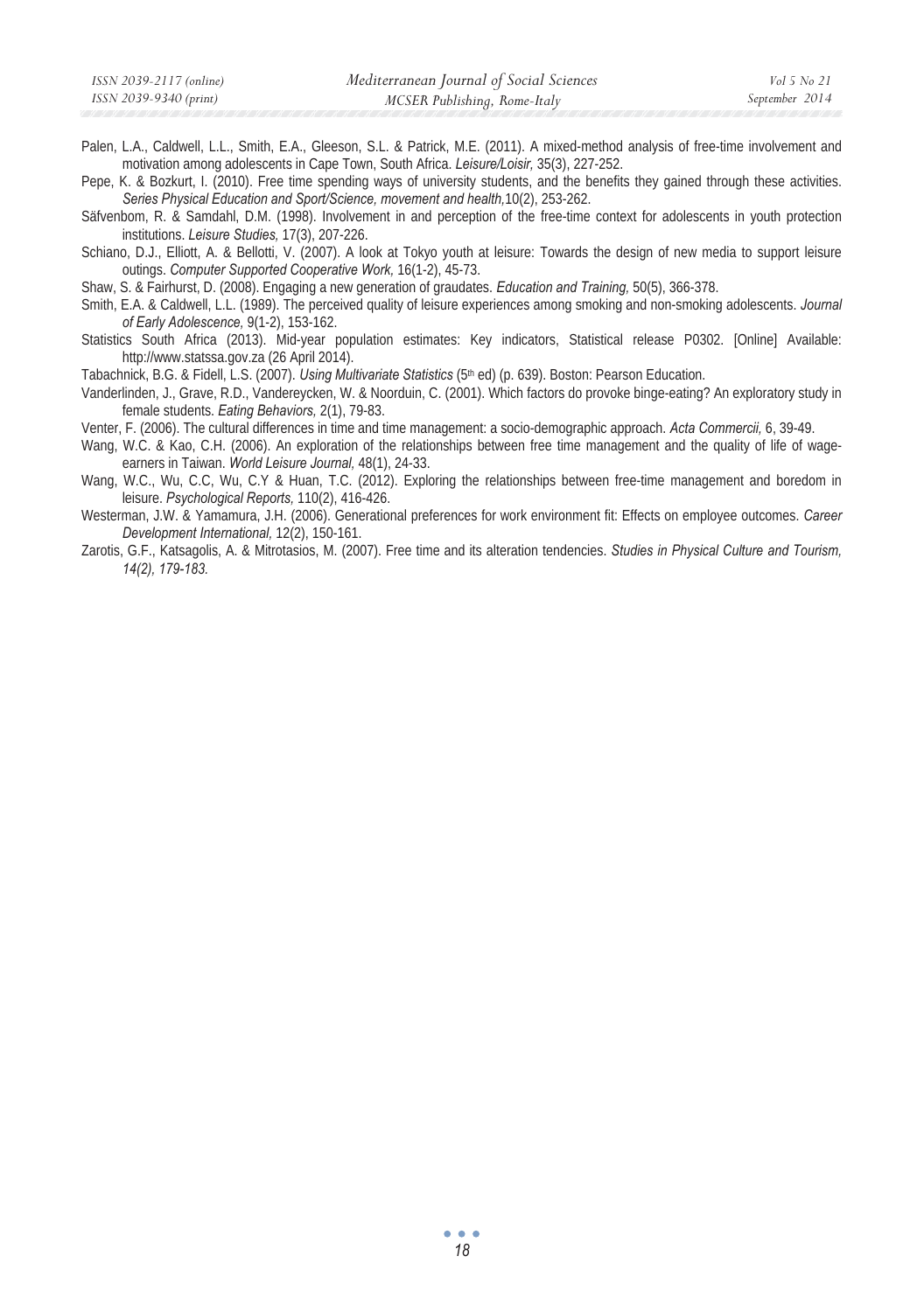Palen, L.A., Caldwell, L.L., Smith, E.A., Gleeson, S.L. & Patrick, M.E. (2011). A mixed-method analysis of free-time involvement and motivation among adolescents in Cape Town, South Africa. *Leisure/Loisir,* 35(3), 227-252.

Pepe, K. & Bozkurt, I. (2010). Free time spending ways of university students, and the benefits they gained through these activities. *Series Physical Education and Sport/Science, movement and health,*10(2), 253-262.

Säfvenbom, R. & Samdahl, D.M. (1998). Involvement in and perception of the free-time context for adolescents in youth protection institutions. *Leisure Studies,* 17(3), 207-226.

Schiano, D.J., Elliott, A. & Bellotti, V. (2007). A look at Tokyo youth at leisure: Towards the design of new media to support leisure outings. *Computer Supported Cooperative Work,* 16(1-2), 45-73.

Shaw, S. & Fairhurst, D. (2008). Engaging a new generation of graudates. *Education and Training,* 50(5), 366-378.

Smith, E.A. & Caldwell, L.L. (1989). The perceived quality of leisure experiences among smoking and non-smoking adolescents. *Journal of Early Adolescence,* 9(1-2), 153-162.

Statistics South Africa (2013). Mid-year population estimates: Key indicators, Statistical release P0302. [Online] Available: http://www.statssa.gov.za (26 April 2014).

Tabachnick, B.G. & Fidell, L.S. (2007). *Using Multivariate Statistics* (5th ed) (p. 639). Boston: Pearson Education.

Vanderlinden, J., Grave, R.D., Vandereycken, W. & Noorduin, C. (2001). Which factors do provoke binge-eating? An exploratory study in female students. *Eating Behaviors,* 2(1), 79-83.

Venter, F. (2006). The cultural differences in time and time management: a socio-demographic approach. *Acta Commercii,* 6, 39-49.

Wang, W.C. & Kao, C.H. (2006). An exploration of the relationships between free time management and the quality of life of wage-earners in Taiwan. *World Leisure Journal,* 48(1), 24-33.

Wang, W.C., Wu, C.C, Wu, C.Y & Huan, T.C. (2012). Exploring the relationships between free-time management and boredom in leisure. *Psychological Reports,* 110(2), 416-426.

Westerman, J.W. & Yamamura, J.H. (2006). Generational preferences for work environment fit: Effects on employee outcomes. *Career Development International,* 12(2), 150-161.

Zarotis, G.F., Katsagolis, A. & Mitrotasios, M. (2007). Free time and its alteration tendencies. *Studies in Physical Culture and Tourism, 14(2), 179-183.*